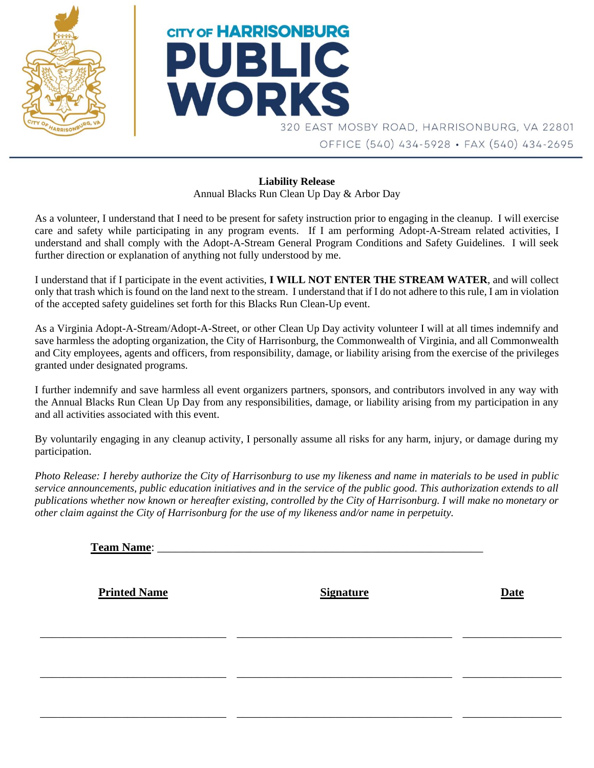CITY OF HARRISONBURG

# PUBLIC WORKS

320 EAST MOSBY ROAD, HARRISONBURG, VA 22801

OFFICE (540) 434-5928 • FAX (540) 434-2695

---

**Liability Release**

Annual Blacks Run Clean Up Day & Arbor Day

As a volunteer, I understand that I need to be present for safety instruction prior to engaging in the cleanup. I will exercise care and safety while participating in any program events. If I am performing Adopt-A-Stream related activities, I understand and shall comply with the Adopt-A-Stream General Program Conditions and Safety Guidelines. I will seek further direction or explanation of anything not fully understood by me.

I understand that if I participate in the event activities, **I WILL NOT ENTER THE STREAM WATER**, and will collect only that trash which is found on the land next to the stream. I understand that if I do not adhere to this rule, I am in violation of the accepted safety guidelines set forth for this Blacks Run Clean-Up event.

As a Virginia Adopt-A-Stream/Adopt-A-Street, or other Clean Up Day activity volunteer I will at all times indemnify and save harmless the adopting organization, the City of Harrisonburg, the Commonwealth of Virginia, and all Commonwealth and City employees, agents and officers, from responsibility, damage, or liability arising from the exercise of the privileges granted under designated programs.

I further indemnify and save harmless all event organizers partners, sponsors, and contributors involved in any way with the Annual Blacks Run Clean Up Day from any responsibilities, damage, or liability arising from my participation in any and all activities associated with this event.

By voluntarily engaging in any cleanup activity, I personally assume all risks for any harm, injury, or damage during my participation.

*Photo Release: I hereby authorize the City of Harrisonburg to use my likeness and name in materials to be used in public service announcements, public education initiatives and in the service of the public good. This authorization extends to all publications whether now known or hereafter existing, controlled by the City of Harrisonburg. I will make no monetary or other claim against the City of Harrisonburg for the use of my likeness and/or name in perpetuity.*

**Team Name**: ___________________________________________________________

| **Printed Name** | **Signature** | **Date** |
| --- | --- | --- |
| ______________________________ | ___________________________________ | ________________ |
| ______________________________ | ___________________________________ | ________________ |
| ______________________________ | ___________________________________ | ________________ |